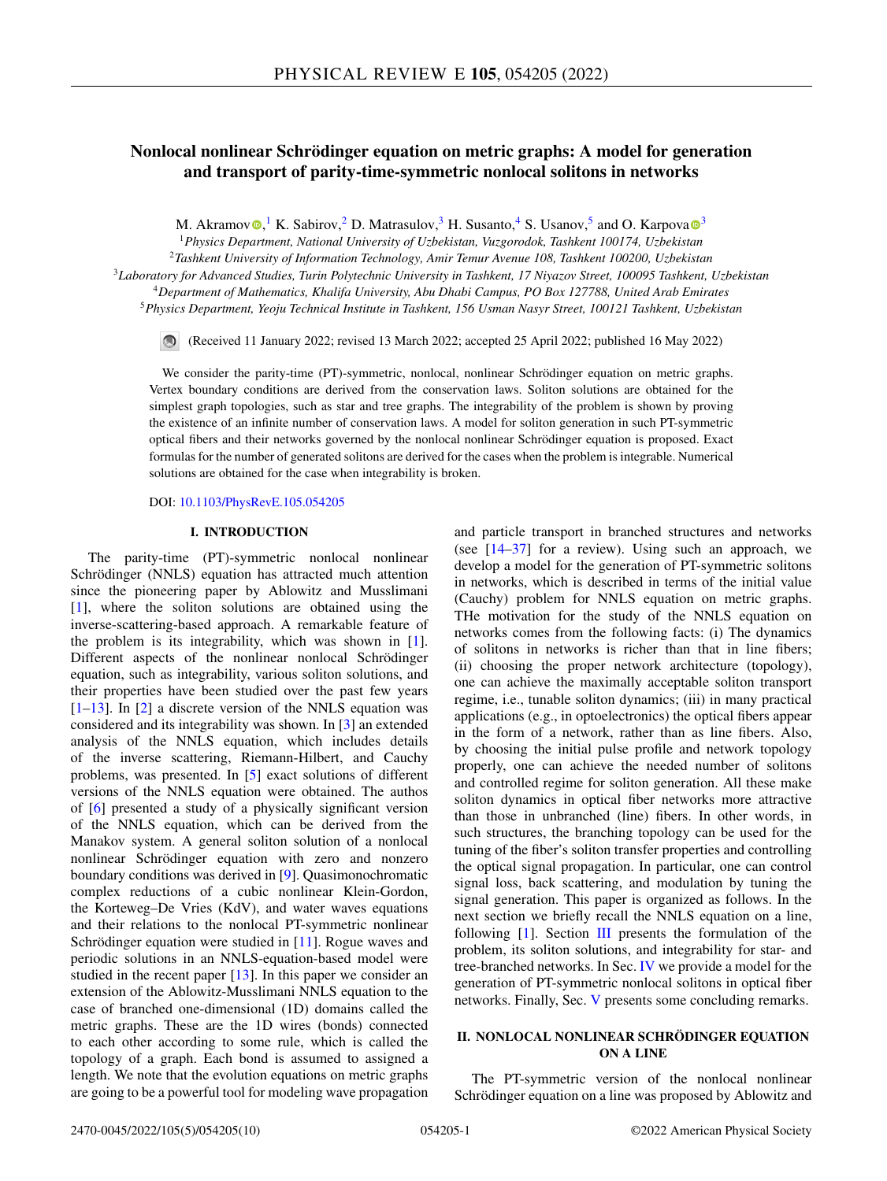# Nonlocal nonlinear Schrödinger equation on metric graphs: A model for generation and transport of parity-time-symmetric nonlocal solitons in networks

M. Akramov,[1] K. Sabirov,[2] D. Matrasulov,[3] H. Susanto,[4] S. Usanov,[5] and O. Karpova[3]

[1]*Physics Department, National University of Uzbekistan, Vuzgorodok, Tashkent 100174, Uzbekistan*
[2]*Tashkent University of Information Technology, Amir Temur Avenue 108, Tashkent 100200, Uzbekistan*
[3]*Laboratory for Advanced Studies, Turin Polytechnic University in Tashkent, 17 Niyazov Street, 100095 Tashkent, Uzbekistan*
[4]*Department of Mathematics, Khalifa University, Abu Dhabi Campus, PO Box 127788, United Arab Emirates*
[5]*Physics Department, Yeoju Technical Institute in Tashkent, 156 Usman Nasyr Street, 100121 Tashkent, Uzbekistan*

(Received 11 January 2022; revised 13 March 2022; accepted 25 April 2022; published 16 May 2022)

We consider the parity-time (PT)-symmetric, nonlocal, nonlinear Schrödinger equation on metric graphs. Vertex boundary conditions are derived from the conservation laws. Soliton solutions are obtained for the simplest graph topologies, such as star and tree graphs. The integrability of the problem is shown by proving the existence of an infinite number of conservation laws. A model for soliton generation in such PT-symmetric optical fibers and their networks governed by the nonlocal nonlinear Schrödinger equation is proposed. Exact formulas for the number of generated solitons are derived for the cases when the problem is integrable. Numerical solutions are obtained for the case when integrability is broken.

DOI: 10.1103/PhysRevE.105.054205

## I. INTRODUCTION

The parity-time (PT)-symmetric nonlocal nonlinear Schrödinger (NNLS) equation has attracted much attention since the pioneering paper by Ablowitz and Musslimani [1], where the soliton solutions are obtained using the inverse-scattering-based approach. A remarkable feature of the problem is its integrability, which was shown in [1]. Different aspects of the nonlinear nonlocal Schrödinger equation, such as integrability, various soliton solutions, and their properties have been studied over the past few years [1–13]. In [2] a discrete version of the NNLS equation was considered and its integrability was shown. In [3] an extended analysis of the NNLS equation, which includes details of the inverse scattering, Riemann-Hilbert, and Cauchy problems, was presented. In [5] exact solutions of different versions of the NNLS equation were obtained. The authos of [6] presented a study of a physically significant version of the NNLS equation, which can be derived from the Manakov system. A general soliton solution of a nonlocal nonlinear Schrödinger equation with zero and nonzero boundary conditions was derived in [9]. Quasimonochromatic complex reductions of a cubic nonlinear Klein-Gordon, the Korteweg–De Vries (KdV), and water waves equations and their relations to the nonlocal PT-symmetric nonlinear Schrödinger equation were studied in [11]. Rogue waves and periodic solutions in an NNLS-equation-based model were studied in the recent paper [13]. In this paper we consider an extension of the Ablowitz-Musslimani NNLS equation to the case of branched one-dimensional (1D) domains called the metric graphs. These are the 1D wires (bonds) connected to each other according to some rule, which is called the topology of a graph. Each bond is assumed to assigned a length. We note that the evolution equations on metric graphs are going to be a powerful tool for modeling wave propagation and particle transport in branched structures and networks (see [14–37] for a review). Using such an approach, we develop a model for the generation of PT-symmetric solitons in networks, which is described in terms of the initial value (Cauchy) problem for NNLS equation on metric graphs. THe motivation for the study of the NNLS equation on networks comes from the following facts: (i) The dynamics of solitons in networks is richer than that in line fibers; (ii) choosing the proper network architecture (topology), one can achieve the maximally acceptable soliton transport regime, i.e., tunable soliton dynamics; (iii) in many practical applications (e.g., in optoelectronics) the optical fibers appear in the form of a network, rather than as line fibers. Also, by choosing the initial pulse profile and network topology properly, one can achieve the needed number of solitons and controlled regime for soliton generation. All these make soliton dynamics in optical fiber networks more attractive than those in unbranched (line) fibers. In other words, in such structures, the branching topology can be used for the tuning of the fiber's soliton transfer properties and controlling the optical signal propagation. In particular, one can control signal loss, back scattering, and modulation by tuning the signal generation. This paper is organized as follows. In the next section we briefly recall the NNLS equation on a line, following [1]. Section III presents the formulation of the problem, its soliton solutions, and integrability for star- and tree-branched networks. In Sec. IV we provide a model for the generation of PT-symmetric nonlocal solitons in optical fiber networks. Finally, Sec. V presents some concluding remarks.

## II. NONLOCAL NONLINEAR SCHRÖDINGER EQUATION ON A LINE

The PT-symmetric version of the nonlocal nonlinear Schrödinger equation on a line was proposed by Ablowitz and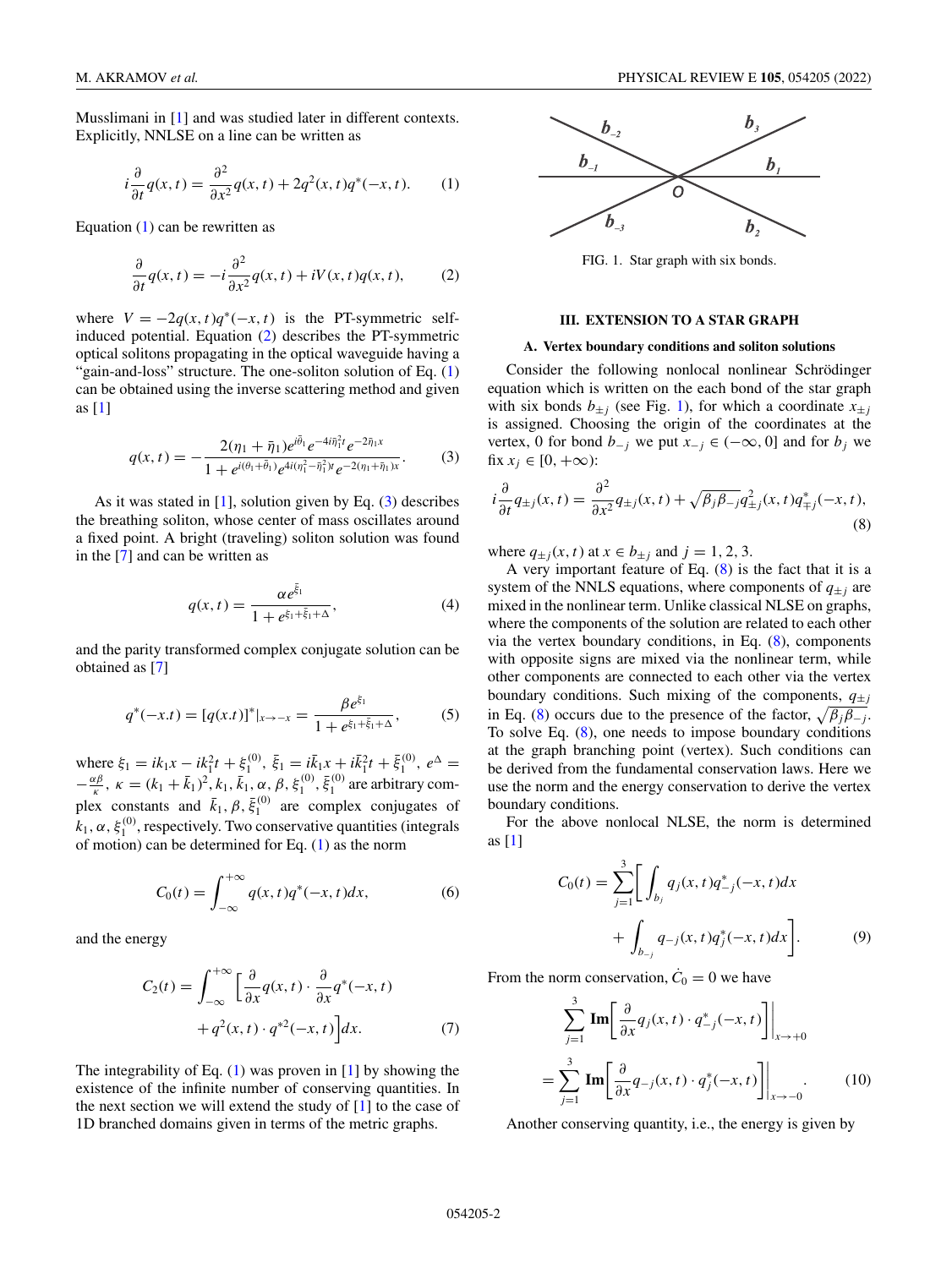Musslimani in [1] and was studied later in different contexts. Explicitly, NNLSE on a line can be written as

$$i\frac{\partial}{\partial t}q(x,t) = \frac{\partial^2}{\partial x^2}q(x,t) + 2q^2(x,t)q^*(-x,t). \qquad (1)$$

Equation (1) can be rewritten as

$$\frac{\partial}{\partial t}q(x,t) = -i\frac{\partial^2}{\partial x^2}q(x,t) + iV(x,t)q(x,t), \qquad (2)$$

where $V = -2q(x,t)q^*(-x,t)$ is the PT-symmetric self-induced potential. Equation (2) describes the PT-symmetric optical solitons propagating in the optical waveguide having a "gain-and-loss" structure. The one-soliton solution of Eq. (1) can be obtained using the inverse scattering method and given as [1]

$$q(x,t) = -\frac{2(\eta_1+\bar{\eta}_1)e^{i\bar{\theta}_1}e^{-4i\bar{\eta}_1^2 t}e^{-2\bar{\eta}_1 x}}{1+e^{i(\theta_1+\bar{\theta}_1)}e^{4i(\eta_1^2-\bar{\eta}_1^2)t}e^{-2(\eta_1+\bar{\eta}_1)x}}. \qquad (3)$$

As it was stated in [1], solution given by Eq. (3) describes the breathing soliton, whose center of mass oscillates around a fixed point. A bright (traveling) soliton solution was found in the [7] and can be written as

$$q(x,t) = \frac{\alpha e^{\bar{\xi}_1}}{1+e^{\xi_1+\bar{\xi}_1+\Delta}}, \qquad (4)$$

and the parity transformed complex conjugate solution can be obtained as [7]

$$q^*(-x.t) = [q(x.t)]^*|_{x\to -x} = \frac{\beta e^{\xi_1}}{1+e^{\xi_1+\bar{\xi}_1+\Delta}}, \qquad (5)$$

where $\xi_1 = ik_1x - ik_1^2t + \xi_1^{(0)}$, $\bar{\xi}_1 = i\bar{k}_1x + i\bar{k}_1^2t + \bar{\xi}_1^{(0)}$, $e^{\Delta} = -\frac{\alpha\beta}{\kappa}$, $\kappa = (k_1+\bar{k}_1)^2, k_1, \bar{k}_1, \alpha, \beta, \xi_1^{(0)}, \bar{\xi}_1^{(0)}$ are arbitrary complex constants and $\bar{k}_1, \beta, \bar{\xi}_1^{(0)}$ are complex conjugates of $k_1, \alpha, \xi_1^{(0)}$, respectively. Two conservative quantities (integrals of motion) can be determined for Eq. (1) as the norm

$$C_0(t) = \int_{-\infty}^{+\infty} q(x,t)q^*(-x,t)dx, \qquad (6)$$

and the energy

$$C_2(t) = \int_{-\infty}^{+\infty}\Big[\frac{\partial}{\partial x}q(x,t)\cdot\frac{\partial}{\partial x}q^*(-x,t) + q^2(x,t)\cdot q^{*2}(-x,t)\Big]dx. \qquad (7)$$

The integrability of Eq. (1) was proven in [1] by showing the existence of the infinite number of conserving quantities. In the next section we will extend the study of [1] to the case of 1D branched domains given in terms of the metric graphs.

FIG. 1. Star graph with six bonds.

## III. EXTENSION TO A STAR GRAPH

### A. Vertex boundary conditions and soliton solutions

Consider the following nonlocal nonlinear Schrödinger equation which is written on the each bond of the star graph with six bonds $b_{\pm j}$ (see Fig. 1), for which a coordinate $x_{\pm j}$ is assigned. Choosing the origin of the coordinates at the vertex, 0 for bond $b_{-j}$ we put $x_{-j} \in (-\infty, 0]$ and for $b_j$ we fix $x_j \in [0, +\infty)$:

$$i\frac{\partial}{\partial t}q_{\pm j}(x,t) = \frac{\partial^2}{\partial x^2}q_{\pm j}(x,t) + \sqrt{\beta_j\beta_{-j}}q_{\pm j}^2(x,t)q_{\mp j}^*(-x,t), \qquad (8)$$

where $q_{\pm j}(x,t)$ at $x \in b_{\pm j}$ and $j = 1, 2, 3$.

A very important feature of Eq. (8) is the fact that it is a system of the NNLS equations, where components of $q_{\pm j}$ are mixed in the nonlinear term. Unlike classical NLSE on graphs, where the components of the solution are related to each other via the vertex boundary conditions, in Eq. (8), components with opposite signs are mixed via the nonlinear term, while other components are connected to each other via the vertex boundary conditions. Such mixing of the components, $q_{\pm j}$ in Eq. (8) occurs due to the presence of the factor, $\sqrt{\beta_j\beta_{-j}}$. To solve Eq. (8), one needs to impose boundary conditions at the graph branching point (vertex). Such conditions can be derived from the fundamental conservation laws. Here we use the norm and the energy conservation to derive the vertex boundary conditions.

For the above nonlocal NLSE, the norm is determined as [1]

$$C_0(t) = \sum_{j=1}^{3}\Big[\int_{b_j} q_j(x,t)q_{-j}^*(-x,t)dx + \int_{b_{-j}} q_{-j}(x,t)q_j^*(-x,t)dx\Big]. \qquad (9)$$

From the norm conservation, $\dot{C}_0 = 0$ we have

$$\sum_{j=1}^{3}\mathbf{Im}\Big[\frac{\partial}{\partial x}q_j(x,t)\cdot q_{-j}^*(-x,t)\Big]\Big|_{x\to+0} = \sum_{j=1}^{3}\mathbf{Im}\Big[\frac{\partial}{\partial x}q_{-j}(x,t)\cdot q_j^*(-x,t)\Big]\Big|_{x\to-0}. \qquad (10)$$

Another conserving quantity, i.e., the energy is given by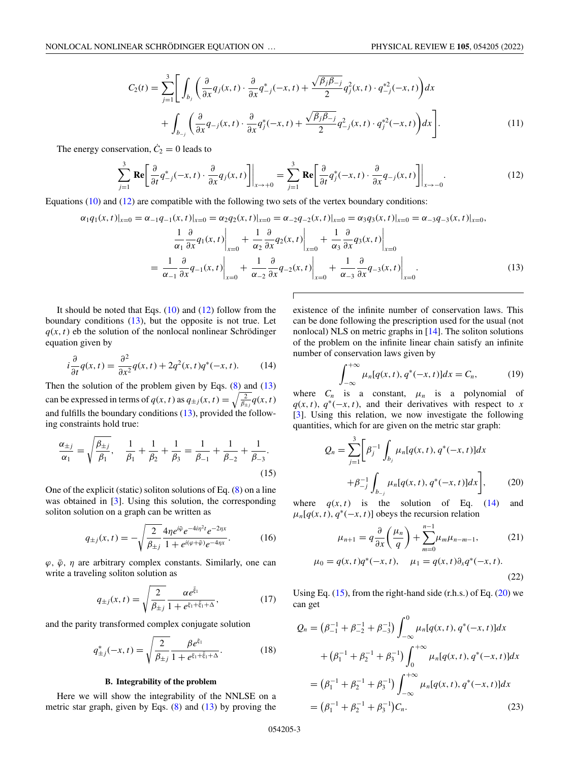$$
C_2(t) = \sum_{j=1}^{3}\Bigg[\int_{b_j}\left(\frac{\partial}{\partial x}q_j(x,t)\cdot\frac{\partial}{\partial x}q^*_{-j}(-x,t) + \frac{\sqrt{\beta_j\beta_{-j}}}{2}q_j^2(x,t)\cdot q^{*2}_{-j}(-x,t)\right)dx
$$
$$
+ \int_{b_{-j}}\left(\frac{\partial}{\partial x}q_{-j}(x,t)\cdot\frac{\partial}{\partial x}q^*_{j}(-x,t) + \frac{\sqrt{\beta_j\beta_{-j}}}{2}q_{-j}^2(x,t)\cdot q^{*2}_{j}(-x,t)\right)dx\Bigg]. \tag{11}
$$

The energy conservation, $\dot{C}_2 = 0$ leads to

$$
\sum_{j=1}^{3}\mathbf{Re}\left[\frac{\partial}{\partial t}q^*_{-j}(-x,t)\cdot\frac{\partial}{\partial x}q_j(x,t)\right]\Bigg|_{x\to+0} = \sum_{j=1}^{3}\mathbf{Re}\left[\frac{\partial}{\partial t}q^*_{j}(-x,t)\cdot\frac{\partial}{\partial x}q_{-j}(x,t)\right]\Bigg|_{x\to-0}. \tag{12}
$$

Equations (10) and (12) are compatible with the following two sets of the vertex boundary conditions:

$$
\alpha_1 q_1(x,t)|_{x=0} = \alpha_{-1}q_{-1}(x,t)|_{x=0} = \alpha_2 q_2(x,t)|_{x=0} = \alpha_{-2}q_{-2}(x,t)|_{x=0} = \alpha_3 q_3(x,t)|_{x=0} = \alpha_{-3}q_{-3}(x,t)|_{x=0},
$$
$$
\frac{1}{\alpha_1}\frac{\partial}{\partial x}q_1(x,t)\bigg|_{x=0} + \frac{1}{\alpha_2}\frac{\partial}{\partial x}q_2(x,t)\bigg|_{x=0} + \frac{1}{\alpha_3}\frac{\partial}{\partial x}q_3(x,t)\bigg|_{x=0}
$$
$$
= \frac{1}{\alpha_{-1}}\frac{\partial}{\partial x}q_{-1}(x,t)\bigg|_{x=0} + \frac{1}{\alpha_{-2}}\frac{\partial}{\partial x}q_{-2}(x,t)\bigg|_{x=0} + \frac{1}{\alpha_{-3}}\frac{\partial}{\partial x}q_{-3}(x,t)\bigg|_{x=0}. \tag{13}
$$

It should be noted that Eqs. (10) and (12) follow from the boundary conditions (13), but the opposite is not true. Let $q(x,t)$ eb the solution of the nonlocal nonlinear Schrödinger equation given by

$$
i\frac{\partial}{\partial t}q(x,t) = \frac{\partial^2}{\partial x^2}q(x,t) + 2q^2(x,t)q^*(-x,t). \tag{14}
$$

Then the solution of the problem given by Eqs. (8) and (13) can be expressed in terms of $q(x,t)$ as $q_{\pm j}(x,t) = \sqrt{\frac{2}{\beta_{\pm j}}}q(x,t)$ and fulfills the boundary conditions (13), provided the following constraints hold true:

$$
\frac{\alpha_{\pm j}}{\alpha_1} = \sqrt{\frac{\beta_{\pm j}}{\beta_1}}, \quad \frac{1}{\beta_1} + \frac{1}{\beta_2} + \frac{1}{\beta_3} = \frac{1}{\beta_{-1}} + \frac{1}{\beta_{-2}} + \frac{1}{\beta_{-3}}. \tag{15}
$$

One of the explicit (static) soliton solutions of Eq. (8) on a line was obtained in [3]. Using this solution, the corresponding soliton solution on a graph can be written as

$$
q_{\pm j}(x,t) = -\sqrt{\frac{2}{\beta_{\pm j}}}\frac{4\eta e^{i\bar{\varphi}}e^{-4i\eta^2 t}e^{-2\eta x}}{1 + e^{i(\varphi+\bar{\varphi})}e^{-4\eta x}}. \tag{16}
$$

$\varphi$, $\bar{\varphi}$, $\eta$ are arbitrary complex constants. Similarly, one can write a traveling soliton solution as

$$
q_{\pm j}(x,t) = \sqrt{\frac{2}{\beta_{\pm j}}}\frac{\alpha e^{\bar{\xi}_1}}{1 + e^{\xi_1+\bar{\xi}_1+\Delta}}, \tag{17}
$$

and the parity transformed complex conjugate solution

$$
q^*_{\pm j}(-x,t) = \sqrt{\frac{2}{\beta_{\pm j}}}\frac{\beta e^{\xi_1}}{1 + e^{\xi_1+\bar{\xi}_1+\Delta}}. \tag{18}
$$

### B. Integrability of the problem

Here we will show the integrability of the NNLSE on a metric star graph, given by Eqs. (8) and (13) by proving the existence of the infinite number of conservation laws. This can be done following the prescription used for the usual (not nonlocal) NLS on metric graphs in [14]. The soliton solutions of the problem on the infinite linear chain satisfy an infinite number of conservation laws given by

$$
\int_{-\infty}^{+\infty}\mu_n[q(x,t), q^*(-x,t)]dx = C_n, \tag{19}
$$

where $C_n$ is a constant, $\mu_n$ is a polynomial of $q(x,t)$, $q^*(-x,t)$, and their derivatives with respect to $x$ [3]. Using this relation, we now investigate the following quantities, which for are given on the metric star graph:

$$
Q_n = \sum_{j=1}^{3}\Bigg[\beta_j^{-1}\int_{b_j}\mu_n[q(x,t), q^*(-x,t)]dx
$$
$$
+\beta_{-j}^{-1}\int_{b_{-j}}\mu_n[q(x,t), q^*(-x,t)]dx\Bigg], \tag{20}
$$

where $q(x,t)$ is the solution of Eq. (14) and $\mu_n[q(x,t), q^*(-x,t)]$ obeys the recursion relation

$$
\mu_{n+1} = q\frac{\partial}{\partial x}\left(\frac{\mu_n}{q}\right) + \sum_{m=0}^{n-1}\mu_m\mu_{n-m-1}, \tag{21}
$$
$$
\mu_0 = q(x,t)q^*(-x,t), \quad \mu_1 = q(x,t)\partial_x q^*(-x,t). \tag{22}
$$

Using Eq. (15), from the right-hand side (r.h.s.) of Eq. (20) we can get

$$
Q_n = \left(\beta_{-1}^{-1} + \beta_{-2}^{-1} + \beta_{-3}^{-1}\right)\int_{-\infty}^{0}\mu_n[q(x,t), q^*(-x,t)]dx
$$
$$
+ \left(\beta_1^{-1} + \beta_2^{-1} + \beta_3^{-1}\right)\int_{0}^{+\infty}\mu_n[q(x,t), q^*(-x,t)]dx
$$
$$
= \left(\beta_1^{-1} + \beta_2^{-1} + \beta_3^{-1}\right)\int_{-\infty}^{+\infty}\mu_n[q(x,t), q^*(-x,t)]dx
$$
$$
= \left(\beta_1^{-1} + \beta_2^{-1} + \beta_3^{-1}\right)C_n. \tag{23}
$$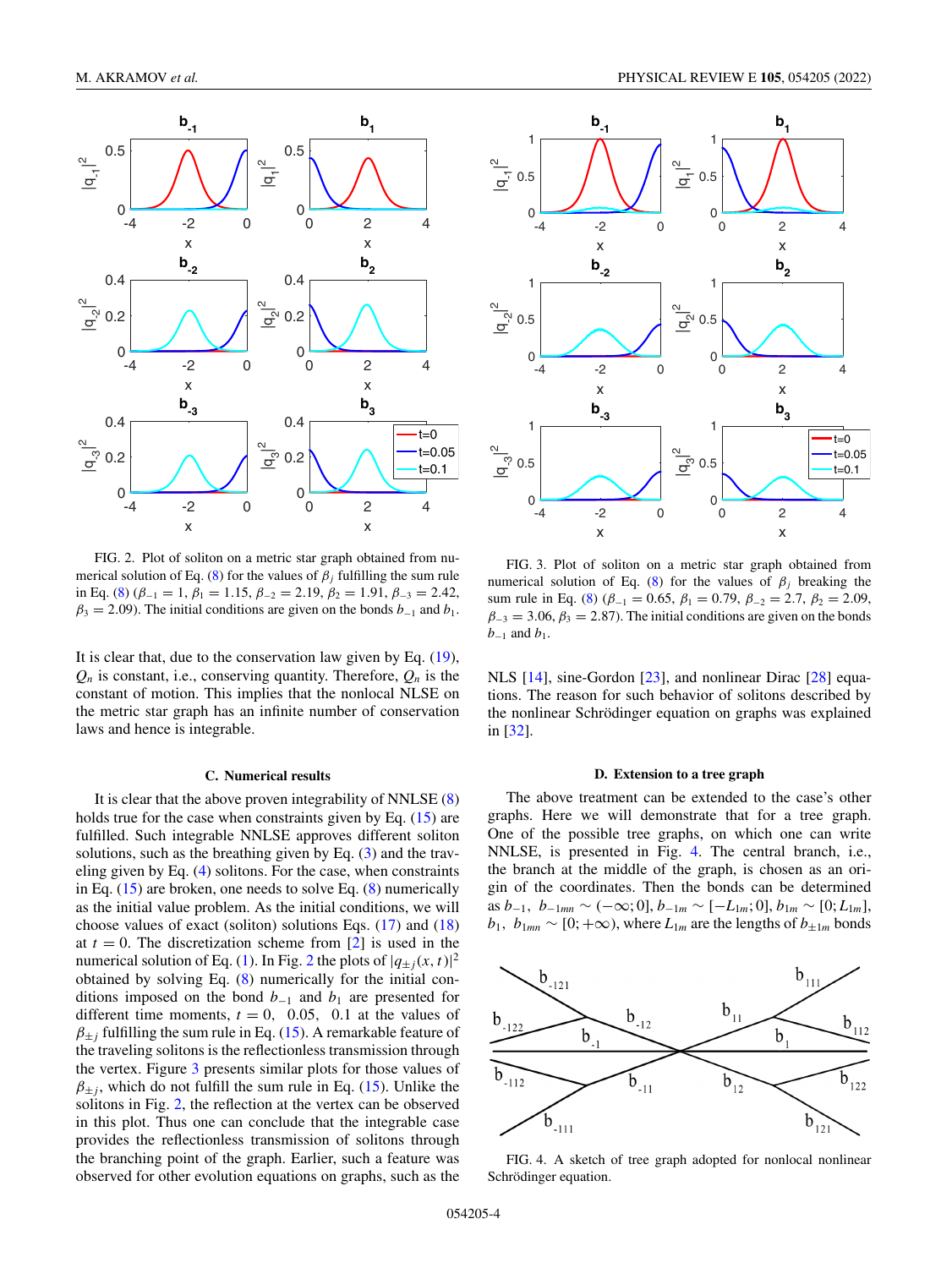FIG. 2. Plot of soliton on a metric star graph obtained from numerical solution of Eq. (8) for the values of $\beta_j$ fulfilling the sum rule in Eq. (8) ($\beta_{-1} = 1$, $\beta_1 = 1.15$, $\beta_{-2} = 2.19$, $\beta_2 = 1.91$, $\beta_{-3} = 2.42$, $\beta_3 = 2.09$). The initial conditions are given on the bonds $b_{-1}$ and $b_1$.

FIG. 3. Plot of soliton on a metric star graph obtained from numerical solution of Eq. (8) for the values of $\beta_j$ breaking the sum rule in Eq. (8) ($\beta_{-1} = 0.65$, $\beta_1 = 0.79$, $\beta_{-2} = 2.7$, $\beta_2 = 2.09$, $\beta_{-3} = 3.06$, $\beta_3 = 2.87$). The initial conditions are given on the bonds $b_{-1}$ and $b_1$.

It is clear that, due to the conservation law given by Eq. (19), $Q_n$ is constant, i.e., conserving quantity. Therefore, $Q_n$ is the constant of motion. This implies that the nonlocal NLSE on the metric star graph has an infinite number of conservation laws and hence is integrable.

### C. Numerical results

It is clear that the above proven integrability of NNLSE (8) holds true for the case when constraints given by Eq. (15) are fulfilled. Such integrable NNLSE approves different soliton solutions, such as the breathing given by Eq. (3) and the traveling given by Eq. (4) solitons. For the case, when constraints in Eq. (15) are broken, one needs to solve Eq. (8) numerically as the initial value problem. As the initial conditions, we will choose values of exact (soliton) solutions Eqs. (17) and (18) at $t = 0$. The discretization scheme from [2] is used in the numerical solution of Eq. (1). In Fig. 2 the plots of $|q_{\pm j}(x,t)|^2$ obtained by solving Eq. (8) numerically for the initial conditions imposed on the bond $b_{-1}$ and $b_1$ are presented for different time moments, $t = 0,\ 0.05,\ 0.1$ at the values of $\beta_{\pm j}$ fulfilling the sum rule in Eq. (15). A remarkable feature of the traveling solitons is the reflectionless transmission through the vertex. Figure 3 presents similar plots for those values of $\beta_{\pm j}$, which do not fulfill the sum rule in Eq. (15). Unlike the solitons in Fig. 2, the reflection at the vertex can be observed in this plot. Thus one can conclude that the integrable case provides the reflectionless transmission of solitons through the branching point of the graph. Earlier, such a feature was observed for other evolution equations on graphs, such as the NLS [14], sine-Gordon [23], and nonlinear Dirac [28] equations. The reason for such behavior of solitons described by the nonlinear Schrödinger equation on graphs was explained in [32].

### D. Extension to a tree graph

The above treatment can be extended to the case's other graphs. Here we will demonstrate that for a tree graph. One of the possible tree graphs, on which one can write NNLSE, is presented in Fig. 4. The central branch, i.e., the branch at the middle of the graph, is chosen as an origin of the coordinates. Then the bonds can be determined as $b_{-1}$, $b_{-1mn} \sim (-\infty; 0]$, $b_{-1m} \sim [-L_{1m}; 0]$, $b_{1m} \sim [0; L_{1m}]$, $b_1$, $b_{1mn} \sim [0; +\infty)$, where $L_{1m}$ are the lengths of $b_{\pm 1m}$ bonds

FIG. 4. A sketch of tree graph adopted for nonlocal nonlinear Schrödinger equation.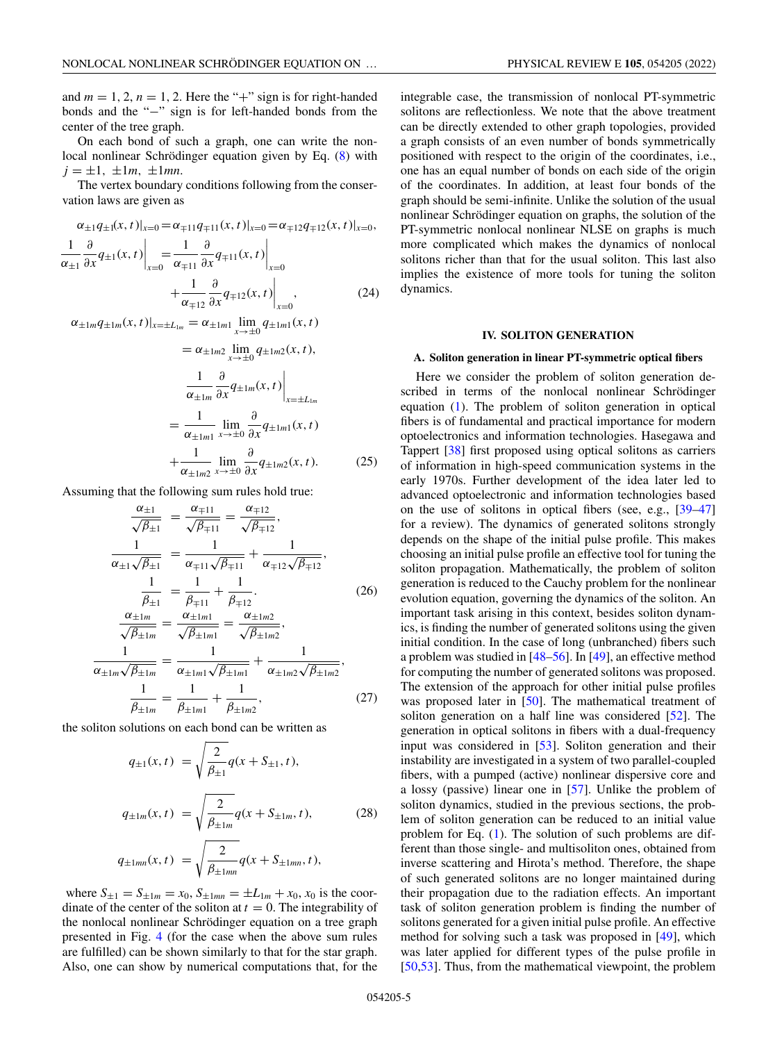and $m = 1, 2$, $n = 1, 2$. Here the "+" sign is for right-handed bonds and the "−" sign is for left-handed bonds from the center of the tree graph.

On each bond of such a graph, one can write the nonlocal nonlinear Schrödinger equation given by Eq. (8) with $j = \pm 1,\ \pm 1m,\ \pm 1mn$.

The vertex boundary conditions following from the conservation laws are given as

$$
\begin{aligned}
&\alpha_{\pm 1} q_{\pm 1}(x,t)|_{x=0} = \alpha_{\mp 11} q_{\mp 11}(x,t)|_{x=0} = \alpha_{\mp 12} q_{\mp 12}(x,t)|_{x=0},\\
&\frac{1}{\alpha_{\pm 1}} \frac{\partial}{\partial x} q_{\pm 1}(x,t)\bigg|_{x=0} = \frac{1}{\alpha_{\mp 11}} \frac{\partial}{\partial x} q_{\mp 11}(x,t)\bigg|_{x=0}\\
&\qquad + \frac{1}{\alpha_{\mp 12}} \frac{\partial}{\partial x} q_{\mp 12}(x,t)\bigg|_{x=0},
\end{aligned}
\tag{24}
$$

$$
\begin{aligned}
\alpha_{\pm 1m} q_{\pm 1m}(x,t)|_{x=\pm L_{1m}} &= \alpha_{\pm 1m1} \lim_{x\to \pm 0} q_{\pm 1m1}(x,t)\\
&= \alpha_{\pm 1m2} \lim_{x\to \pm 0} q_{\pm 1m2}(x,t),\\
\frac{1}{\alpha_{\pm 1m}} \frac{\partial}{\partial x} q_{\pm 1m}(x,t)\bigg|_{x=\pm L_{1m}}
&= \frac{1}{\alpha_{\pm 1m1}} \lim_{x\to \pm 0} \frac{\partial}{\partial x} q_{\pm 1m1}(x,t)\\
&\quad + \frac{1}{\alpha_{\pm 1m2}} \lim_{x\to \pm 0} \frac{\partial}{\partial x} q_{\pm 1m2}(x,t).
\end{aligned}
\tag{25}
$$

Assuming that the following sum rules hold true:

$$
\begin{aligned}
\frac{\alpha_{\pm 1}}{\sqrt{\beta_{\pm 1}}} &= \frac{\alpha_{\mp 11}}{\sqrt{\beta_{\mp 11}}} = \frac{\alpha_{\mp 12}}{\sqrt{\beta_{\mp 12}}},\\
\frac{1}{\alpha_{\pm 1}\sqrt{\beta_{\pm 1}}} &= \frac{1}{\alpha_{\mp 11}\sqrt{\beta_{\mp 11}}} + \frac{1}{\alpha_{\mp 12}\sqrt{\beta_{\mp 12}}},\\
\frac{1}{\beta_{\pm 1}} &= \frac{1}{\beta_{\mp 11}} + \frac{1}{\beta_{\mp 12}}.
\end{aligned}
\tag{26}
$$

$$
\begin{aligned}
\frac{\alpha_{\pm 1m}}{\sqrt{\beta_{\pm 1m}}} &= \frac{\alpha_{\pm 1m1}}{\sqrt{\beta_{\pm 1m1}}} = \frac{\alpha_{\pm 1m2}}{\sqrt{\beta_{\pm 1m2}}},\\
\frac{1}{\alpha_{\pm 1m}\sqrt{\beta_{\pm 1m}}} &= \frac{1}{\alpha_{\pm 1m1}\sqrt{\beta_{\pm 1m1}}} + \frac{1}{\alpha_{\pm 1m2}\sqrt{\beta_{\pm 1m2}}},\\
\frac{1}{\beta_{\pm 1m}} &= \frac{1}{\beta_{\pm 1m1}} + \frac{1}{\beta_{\pm 1m2}},
\end{aligned}
\tag{27}
$$

the soliton solutions on each bond can be written as

$$
\begin{aligned}
q_{\pm 1}(x,t) &= \sqrt{\frac{2}{\beta_{\pm 1}}}\, q(x + S_{\pm 1}, t),\\
q_{\pm 1m}(x,t) &= \sqrt{\frac{2}{\beta_{\pm 1m}}}\, q(x + S_{\pm 1m}, t),\\
q_{\pm 1mn}(x,t) &= \sqrt{\frac{2}{\beta_{\pm 1mn}}}\, q(x + S_{\pm 1mn}, t),
\end{aligned}
\tag{28}
$$

where $S_{\pm 1} = S_{\pm 1m} = x_0$, $S_{\pm 1mn} = \pm L_{1m} + x_0$, $x_0$ is the coordinate of the center of the soliton at $t = 0$. The integrability of the nonlocal nonlinear Schrödinger equation on a tree graph presented in Fig. 4 (for the case when the above sum rules are fulfilled) can be shown similarly to that for the star graph. Also, one can show by numerical computations that, for the integrable case, the transmission of nonlocal PT-symmetric solitons are reflectionless. We note that the above treatment can be directly extended to other graph topologies, provided a graph consists of an even number of bonds symmetrically positioned with respect to the origin of the coordinates, i.e., one has an equal number of bonds on each side of the origin of the coordinates. In addition, at least four bonds of the graph should be semi-infinite. Unlike the solution of the usual nonlinear Schrödinger equation on graphs, the solution of the PT-symmetric nonlocal nonlinear NLSE on graphs is much more complicated which makes the dynamics of nonlocal solitons richer than that for the usual soliton. This last also implies the existence of more tools for tuning the soliton dynamics.

## IV. SOLITON GENERATION

### A. Soliton generation in linear PT-symmetric optical fibers

Here we consider the problem of soliton generation described in terms of the nonlocal nonlinear Schrödinger equation (1). The problem of soliton generation in optical fibers is of fundamental and practical importance for modern optoelectronics and information technologies. Hasegawa and Tappert [38] first proposed using optical solitons as carriers of information in high-speed communication systems in the early 1970s. Further development of the idea later led to advanced optoelectronic and information technologies based on the use of solitons in optical fibers (see, e.g., [39–47] for a review). The dynamics of generated solitons strongly depends on the shape of the initial pulse profile. This makes choosing an initial pulse profile an effective tool for tuning the soliton propagation. Mathematically, the problem of soliton generation is reduced to the Cauchy problem for the nonlinear evolution equation, governing the dynamics of the soliton. An important task arising in this context, besides soliton dynamics, is finding the number of generated solitons using the given initial condition. In the case of long (unbranched) fibers such a problem was studied in [48–56]. In [49], an effective method for computing the number of generated solitons was proposed. The extension of the approach for other initial pulse profiles was proposed later in [50]. The mathematical treatment of soliton generation on a half line was considered [52]. The generation in optical solitons in fibers with a dual-frequency input was considered in [53]. Soliton generation and their instability are investigated in a system of two parallel-coupled fibers, with a pumped (active) nonlinear dispersive core and a lossy (passive) linear one in [57]. Unlike the problem of soliton dynamics, studied in the previous sections, the problem of soliton generation can be reduced to an initial value problem for Eq. (1). The solution of such problems are different than those single- and multisoliton ones, obtained from inverse scattering and Hirota's method. Therefore, the shape of such generated solitons are no longer maintained during their propagation due to the radiation effects. An important task of soliton generation problem is finding the number of solitons generated for a given initial pulse profile. An effective method for solving such a task was proposed in [49], which was later applied for different types of the pulse profile in [50,53]. Thus, from the mathematical viewpoint, the problem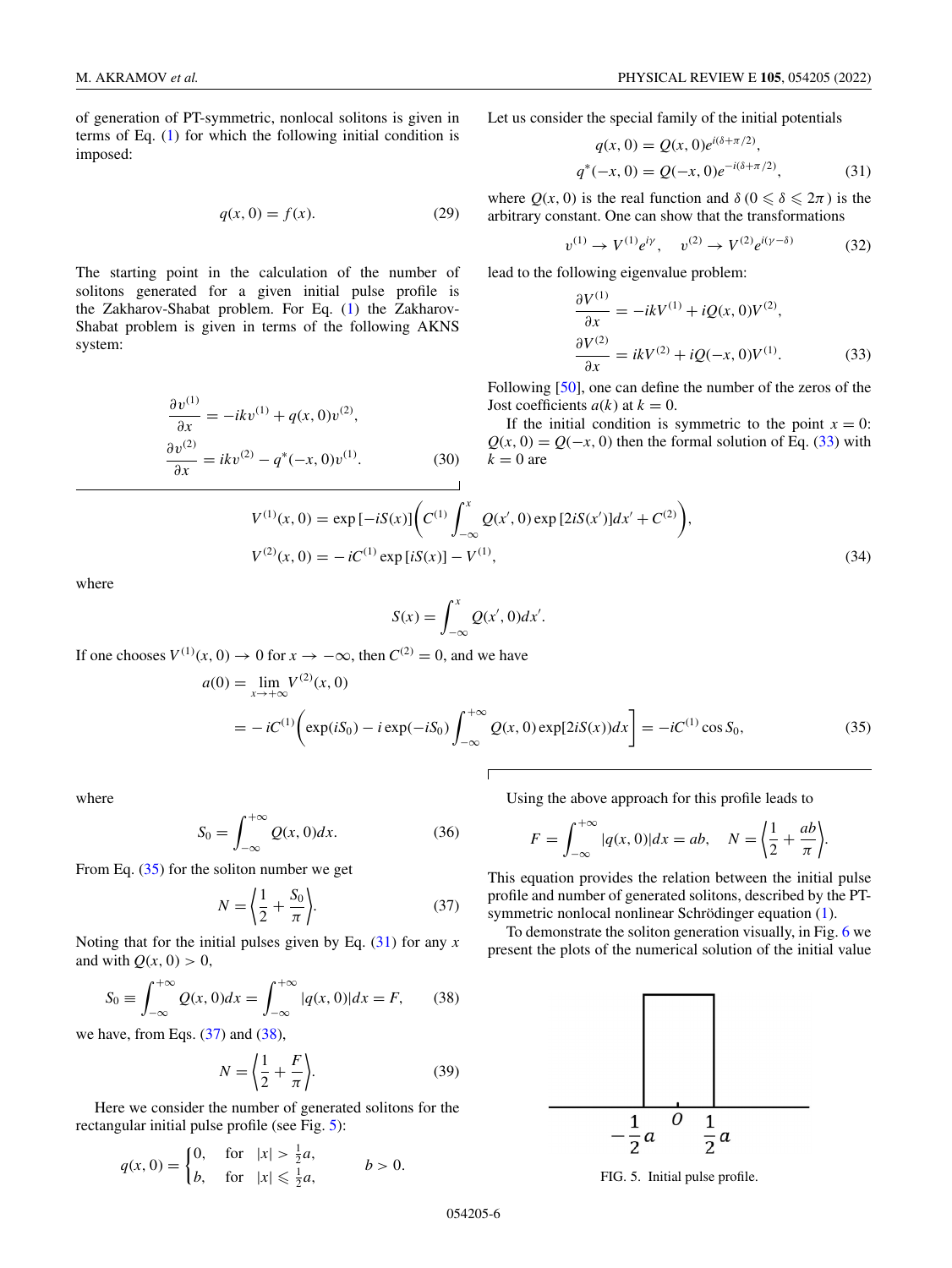of generation of PT-symmetric, nonlocal solitons is given in terms of Eq. (1) for which the following initial condition is imposed:

$$q(x,0) = f(x). \tag{29}$$

The starting point in the calculation of the number of solitons generated for a given initial pulse profile is the Zakharov-Shabat problem. For Eq. (1) the Zakharov-Shabat problem is given in terms of the following AKNS system:

$$\begin{aligned}\frac{\partial v^{(1)}}{\partial x} &= -ikv^{(1)} + q(x,0)v^{(2)},\\ \frac{\partial v^{(2)}}{\partial x} &= ikv^{(2)} - q^*(-x,0)v^{(1)}.\end{aligned} \tag{30}$$

Let us consider the special family of the initial potentials

$$\begin{aligned}q(x,0) &= Q(x,0)e^{i(\delta+\pi/2)},\\ q^*(-x,0) &= Q(-x,0)e^{-i(\delta+\pi/2)},\end{aligned} \tag{31}$$

where $Q(x,0)$ is the real function and $\delta\,(0 \leqslant \delta \leqslant 2\pi)$ is the arbitrary constant. One can show that the transformations

$$v^{(1)} \to V^{(1)}e^{i\gamma}, \quad v^{(2)} \to V^{(2)}e^{i(\gamma-\delta)} \tag{32}$$

lead to the following eigenvalue problem:

$$\begin{aligned}\frac{\partial V^{(1)}}{\partial x} &= -ikV^{(1)} + iQ(x,0)V^{(2)},\\ \frac{\partial V^{(2)}}{\partial x} &= ikV^{(2)} + iQ(-x,0)V^{(1)}.\end{aligned} \tag{33}$$

Following [50], one can define the number of the zeros of the Jost coefficients $a(k)$ at $k = 0$.

If the initial condition is symmetric to the point $x = 0$: $Q(x,0) = Q(-x,0)$ then the formal solution of Eq. (33) with $k = 0$ are

$$\begin{aligned}V^{(1)}(x,0) &= \exp{[-iS(x)]}\left(C^{(1)}\int_{-\infty}^{x} Q(x',0)\exp{[2iS(x')]}dx' + C^{(2)}\right),\\ V^{(2)}(x,0) &= -iC^{(1)}\exp{[iS(x)]} - V^{(1)},\end{aligned} \tag{34}$$

where

$$S(x) = \int_{-\infty}^{x} Q(x',0)dx'.$$

If one chooses $V^{(1)}(x,0) \to 0$ for $x \to -\infty$, then $C^{(2)} = 0$, and we have

$$\begin{aligned}a(0) &= \lim_{x\to+\infty} V^{(2)}(x,0)\\ &= -iC^{(1)}\left(\exp(iS_0) - i\exp(-iS_0)\int_{-\infty}^{+\infty} Q(x,0)\exp[2iS(x))dx\right] = -iC^{(1)}\cos S_0,\end{aligned} \tag{35}$$

where

$$S_0 = \int_{-\infty}^{+\infty} Q(x,0)dx. \tag{36}$$

From Eq. (35) for the soliton number we get

$$N = \left\langle \frac{1}{2} + \frac{S_0}{\pi} \right\rangle. \tag{37}$$

Noting that for the initial pulses given by Eq. (31) for any $x$ and with $Q(x,0) > 0$,

$$S_0 \equiv \int_{-\infty}^{+\infty} Q(x,0)dx = \int_{-\infty}^{+\infty} |q(x,0)|dx = F, \tag{38}$$

we have, from Eqs. (37) and (38),

$$N = \left\langle \frac{1}{2} + \frac{F}{\pi} \right\rangle. \tag{39}$$

Here we consider the number of generated solitons for the rectangular initial pulse profile (see Fig. 5):

$$q(x,0) = \begin{cases} 0, & \text{for} \quad |x| > \frac{1}{2}a,\\ b, & \text{for} \quad |x| \leqslant \frac{1}{2}a, \end{cases} \qquad b > 0.$$

FIG. 5. Initial pulse profile.

Using the above approach for this profile leads to

$$F = \int_{-\infty}^{+\infty} |q(x,0)|dx = ab, \quad N = \left\langle \frac{1}{2} + \frac{ab}{\pi} \right\rangle.$$

This equation provides the relation between the initial pulse profile and number of generated solitons, described by the PT-symmetric nonlocal nonlinear Schrödinger equation (1).

To demonstrate the soliton generation visually, in Fig. 6 we present the plots of the numerical solution of the initial value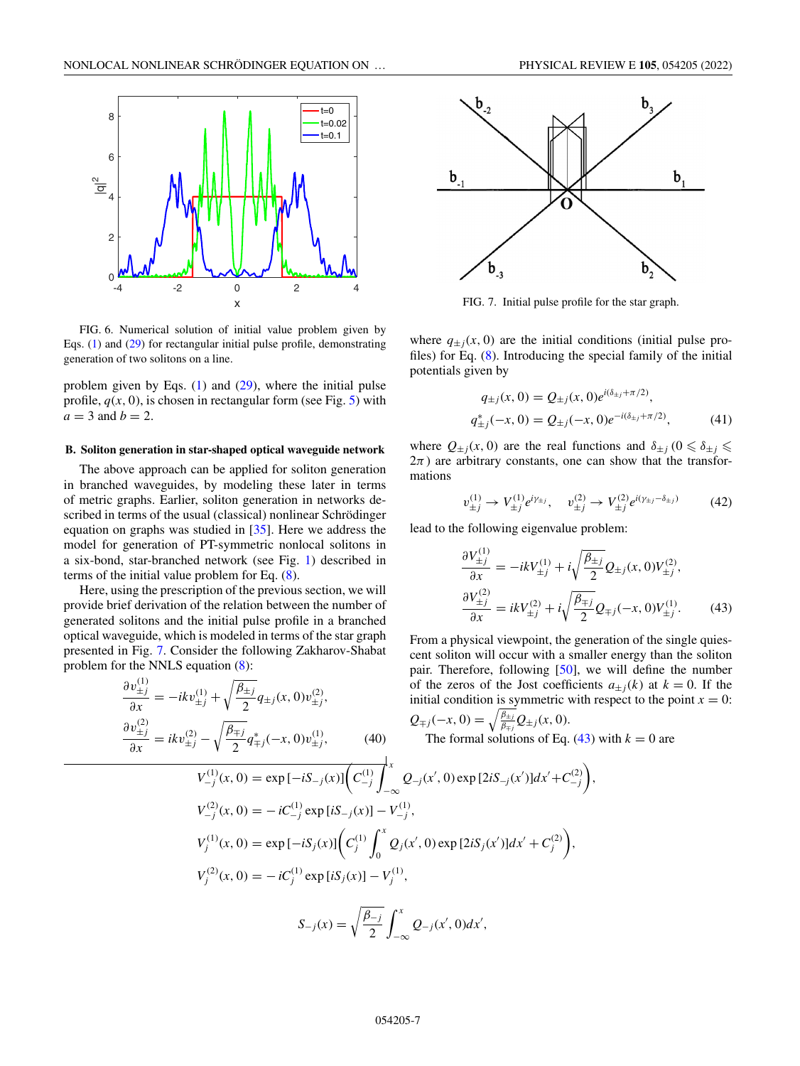FIG. 6. Numerical solution of initial value problem given by Eqs. (1) and (29) for rectangular initial pulse profile, demonstrating generation of two solitons on a line.

problem given by Eqs. (1) and (29), where the initial pulse profile, $q(x,0)$, is chosen in rectangular form (see Fig. 5) with $a = 3$ and $b = 2$.

### B. Soliton generation in star-shaped optical waveguide network

The above approach can be applied for soliton generation in branched waveguides, by modeling these later in terms of metric graphs. Earlier, soliton generation in networks described in terms of the usual (classical) nonlinear Schrödinger equation on graphs was studied in [35]. Here we address the model for generation of PT-symmetric nonlocal solitons in a six-bond, star-branched network (see Fig. 1) described in terms of the initial value problem for Eq. (8).

Here, using the prescription of the previous section, we will provide brief derivation of the relation between the number of generated solitons and the initial pulse profile in a branched optical waveguide, which is modeled in terms of the star graph presented in Fig. 7. Consider the following Zakharov-Shabat problem for the NNLS equation (8):

$$\frac{\partial v_{\pm j}^{(1)}}{\partial x} = -ikv_{\pm j}^{(1)} + \sqrt{\frac{\beta_{\pm j}}{2}} q_{\pm j}(x,0) v_{\pm j}^{(2)},$$
$$\frac{\partial v_{\pm j}^{(2)}}{\partial x} = ikv_{\pm j}^{(2)} - \sqrt{\frac{\beta_{\mp j}}{2}} q_{\mp j}^{*}(-x,0) v_{\pm j}^{(1)}, \tag{40}$$

FIG. 7. Initial pulse profile for the star graph.

where $q_{\pm j}(x,0)$ are the initial conditions (initial pulse profiles) for Eq. (8). Introducing the special family of the initial potentials given by

$$q_{\pm j}(x,0) = Q_{\pm j}(x,0)e^{i(\delta_{\pm j}+\pi/2)},$$
$$q_{\pm j}^{*}(-x,0) = Q_{\pm j}(-x,0)e^{-i(\delta_{\pm j}+\pi/2)}, \tag{41}$$

where $Q_{\pm j}(x,0)$ are the real functions and $\delta_{\pm j}$ $(0 \leqslant \delta_{\pm j} \leqslant 2\pi)$ are arbitrary constants, one can show that the transformations

$$v_{\pm j}^{(1)} \to V_{\pm j}^{(1)} e^{i\gamma_{\pm j}}, \quad v_{\pm j}^{(2)} \to V_{\pm j}^{(2)} e^{i(\gamma_{\pm j}-\delta_{\pm j})} \tag{42}$$

lead to the following eigenvalue problem:

$$\frac{\partial V_{\pm j}^{(1)}}{\partial x} = -ikV_{\pm j}^{(1)} + i\sqrt{\frac{\beta_{\pm j}}{2}} Q_{\pm j}(x,0) V_{\pm j}^{(2)},$$
$$\frac{\partial V_{\pm j}^{(2)}}{\partial x} = ikV_{\pm j}^{(2)} + i\sqrt{\frac{\beta_{\mp j}}{2}} Q_{\mp j}(-x,0) V_{\pm j}^{(1)}. \tag{43}$$

From a physical viewpoint, the generation of the single quiescent soliton will occur with a smaller energy than the soliton pair. Therefore, following [50], we will define the number of the zeros of the Jost coefficients $a_{\pm j}(k)$ at $k = 0$. If the initial condition is symmetric with respect to the point $x = 0$: $Q_{\mp j}(-x,0) = \sqrt{\frac{\beta_{\pm j}}{\beta_{\mp j}}} Q_{\pm j}(x,0)$.

The formal solutions of Eq. (43) with $k = 0$ are

$$V_{-j}^{(1)}(x,0) = \exp[-iS_{-j}(x)]\left(C_{-j}^{(1)}\int_{-\infty}^{x} Q_{-j}(x',0)\exp[2iS_{-j}(x')]dx' + C_{-j}^{(2)}\right),$$
$$V_{-j}^{(2)}(x,0) = -iC_{-j}^{(1)}\exp[iS_{-j}(x)] - V_{-j}^{(1)},$$
$$V_{j}^{(1)}(x,0) = \exp[-iS_{j}(x)]\left(C_{j}^{(1)}\int_{0}^{x} Q_{j}(x',0)\exp[2iS_{j}(x')]dx' + C_{j}^{(2)}\right),$$
$$V_{j}^{(2)}(x,0) = -iC_{j}^{(1)}\exp[iS_{j}(x)] - V_{j}^{(1)},$$

$$S_{-j}(x) = \sqrt{\frac{\beta_{-j}}{2}}\int_{-\infty}^{x} Q_{-j}(x',0)dx',$$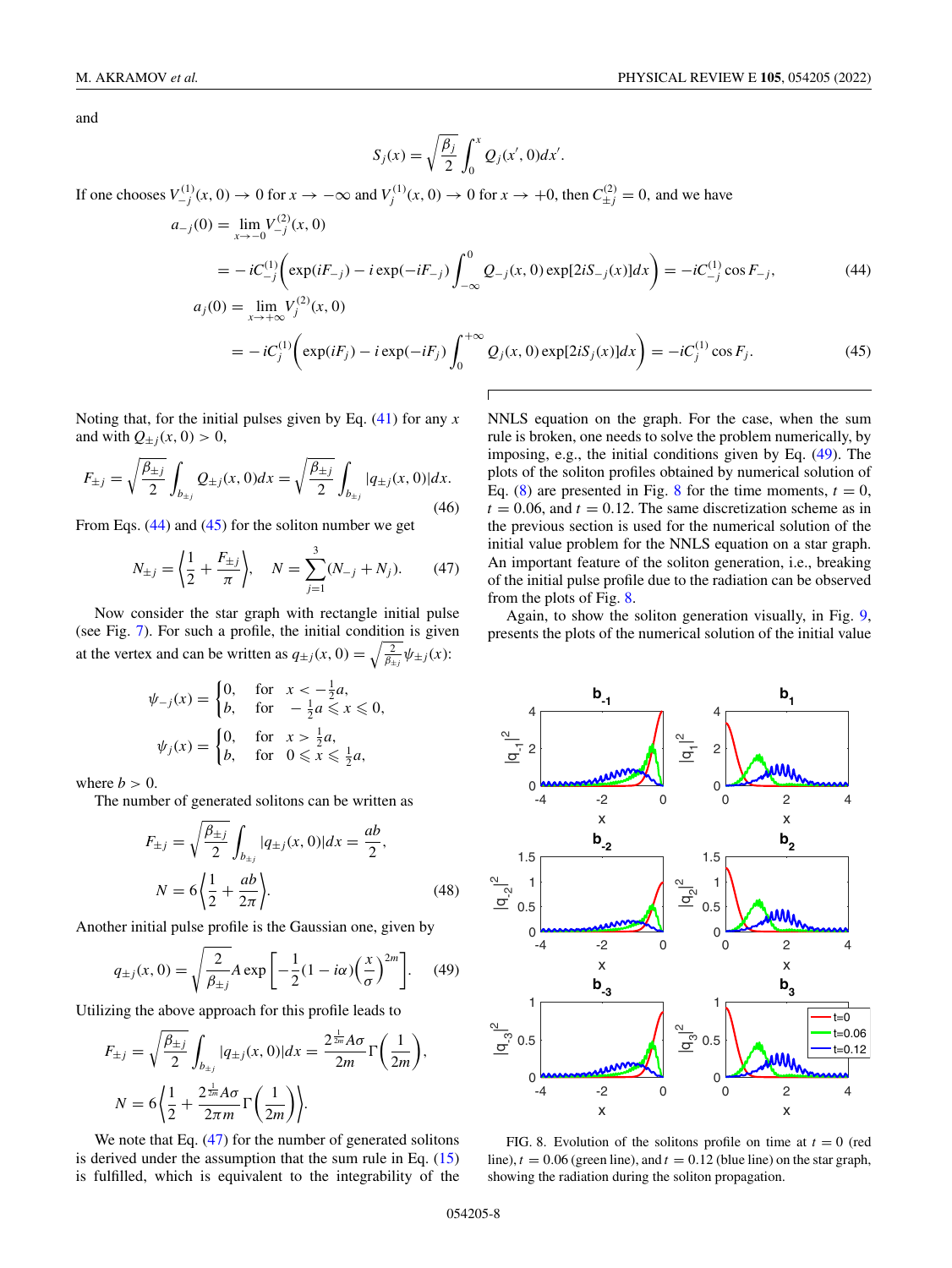and

$$S_j(x) = \sqrt{\frac{\beta_j}{2}} \int_0^x Q_j(x',0)dx'.$$

If one chooses $V_{-j}^{(1)}(x,0) \to 0$ for $x \to -\infty$ and $V_j^{(1)}(x,0) \to 0$ for $x \to +0$, then $C_{\pm j}^{(2)} = 0$, and we have

$$\begin{aligned} a_{-j}(0) &= \lim_{x\to -0} V_{-j}^{(2)}(x,0) \\ &= -iC_{-j}^{(1)}\left(\exp(iF_{-j}) - i\exp(-iF_{-j})\int_{-\infty}^{0} Q_{-j}(x,0)\exp[2iS_{-j}(x)]dx\right) = -iC_{-j}^{(1)}\cos F_{-j}, \end{aligned} \tag{44}$$

$$\begin{aligned} a_{j}(0) &= \lim_{x\to +\infty} V_{j}^{(2)}(x,0) \\ &= -iC_{j}^{(1)}\left(\exp(iF_{j}) - i\exp(-iF_{j})\int_{0}^{+\infty} Q_{j}(x,0)\exp[2iS_{j}(x)]dx\right) = -iC_{j}^{(1)}\cos F_{j}. \end{aligned} \tag{45}$$

Noting that, for the initial pulses given by Eq. (41) for any $x$ and with $Q_{\pm j}(x,0) > 0$,

$$F_{\pm j} = \sqrt{\frac{\beta_{\pm j}}{2}} \int_{b_{\pm j}} Q_{\pm j}(x,0)dx = \sqrt{\frac{\beta_{\pm j}}{2}} \int_{b_{\pm j}} |q_{\pm j}(x,0)|dx. \tag{46}$$

From Eqs. (44) and (45) for the soliton number we get

$$N_{\pm j} = \left\langle \frac{1}{2} + \frac{F_{\pm j}}{\pi} \right\rangle, \quad N = \sum_{j=1}^{3}(N_{-j} + N_j). \tag{47}$$

Now consider the star graph with rectangle initial pulse (see Fig. 7). For such a profile, the initial condition is given at the vertex and can be written as $q_{\pm j}(x,0) = \sqrt{\frac{2}{\beta_{\pm j}}}\psi_{\pm j}(x)$:

$$\psi_{-j}(x) = \begin{cases} 0, & \text{for} \quad x < -\frac{1}{2}a, \\ b, & \text{for} \quad -\frac{1}{2}a \leqslant x \leqslant 0, \end{cases}$$

$$\psi_{j}(x) = \begin{cases} 0, & \text{for} \quad x > \frac{1}{2}a, \\ b, & \text{for} \quad 0 \leqslant x \leqslant \frac{1}{2}a, \end{cases}$$

where $b > 0$.

The number of generated solitons can be written as

$$\begin{aligned} F_{\pm j} &= \sqrt{\frac{\beta_{\pm j}}{2}} \int_{b_{\pm j}} |q_{\pm j}(x,0)|dx = \frac{ab}{2}, \\ N &= 6\left\langle \frac{1}{2} + \frac{ab}{2\pi} \right\rangle. \end{aligned} \tag{48}$$

Another initial pulse profile is the Gaussian one, given by

$$q_{\pm j}(x,0) = \sqrt{\frac{2}{\beta_{\pm j}}} A \exp\left[-\frac{1}{2}(1 - i\alpha)\left(\frac{x}{\sigma}\right)^{2m}\right]. \tag{49}$$

Utilizing the above approach for this profile leads to

$$F_{\pm j} = \sqrt{\frac{\beta_{\pm j}}{2}} \int_{b_{\pm j}} |q_{\pm j}(x,0)|dx = \frac{2^{\frac{1}{2m}} A\sigma}{2m}\Gamma\left(\frac{1}{2m}\right),$$

$$N = 6\left\langle \frac{1}{2} + \frac{2^{\frac{1}{2m}} A\sigma}{2\pi m}\Gamma\left(\frac{1}{2m}\right) \right\rangle.$$

We note that Eq. (47) for the number of generated solitons is derived under the assumption that the sum rule in Eq. (15) is fulfilled, which is equivalent to the integrability of the NNLS equation on the graph. For the case, when the sum rule is broken, one needs to solve the problem numerically, by imposing, e.g., the initial conditions given by Eq. (49). The plots of the soliton profiles obtained by numerical solution of Eq. (8) are presented in Fig. 8 for the time moments, $t = 0$, $t = 0.06$, and $t = 0.12$. The same discretization scheme as in the previous section is used for the numerical solution of the initial value problem for the NNLS equation on a star graph. An important feature of the soliton generation, i.e., breaking of the initial pulse profile due to the radiation can be observed from the plots of Fig. 8.

Again, to show the soliton generation visually, in Fig. 9, presents the plots of the numerical solution of the initial value

FIG. 8. Evolution of the solitons profile on time at $t = 0$ (red line), $t = 0.06$ (green line), and $t = 0.12$ (blue line) on the star graph, showing the radiation during the soliton propagation.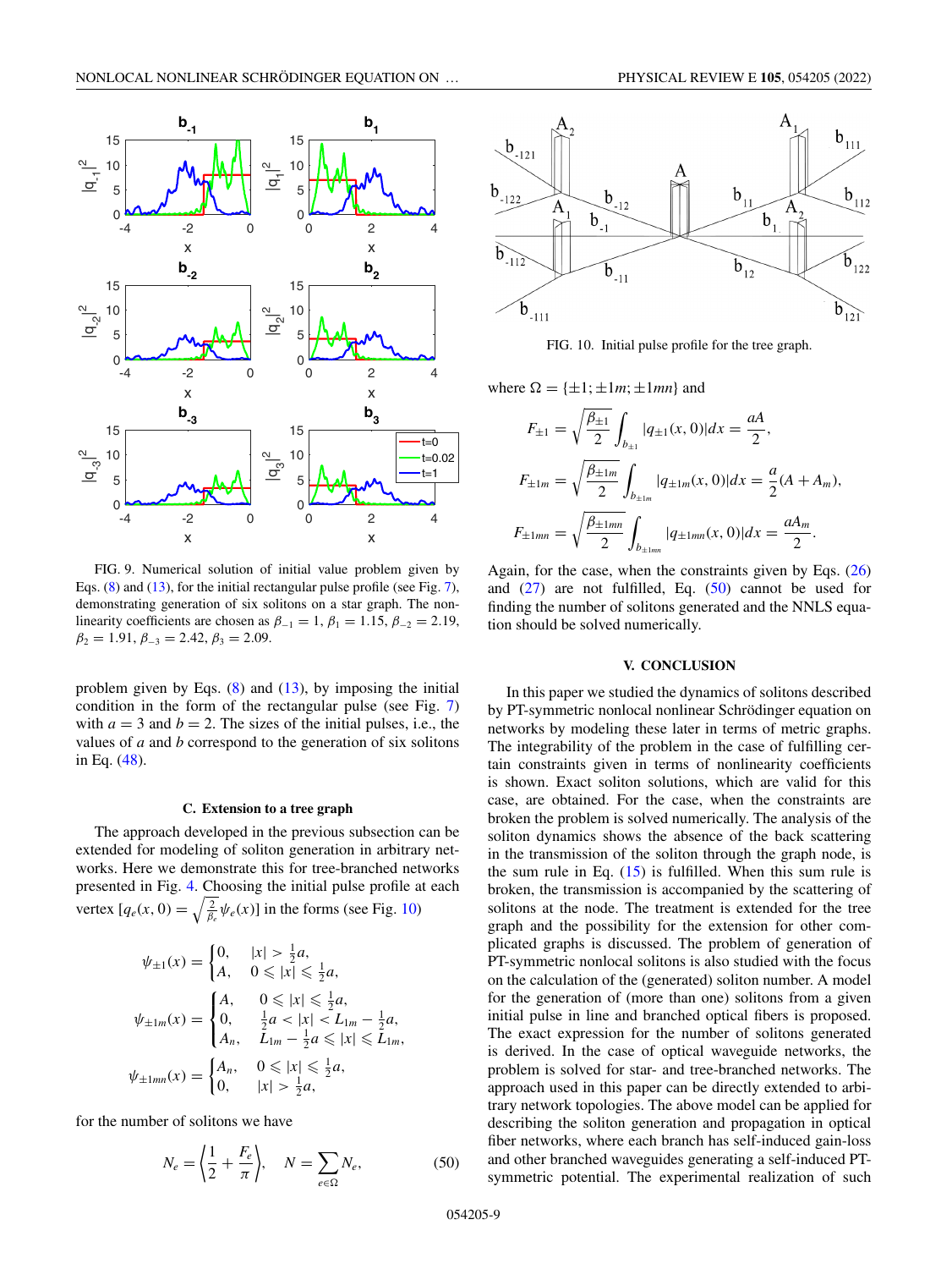FIG. 9. Numerical solution of initial value problem given by Eqs. (8) and (13), for the initial rectangular pulse profile (see Fig. 7), demonstrating generation of six solitons on a star graph. The nonlinearity coefficients are chosen as $\beta_{-1} = 1$, $\beta_1 = 1.15$, $\beta_{-2} = 2.19$, $\beta_2 = 1.91$, $\beta_{-3} = 2.42$, $\beta_3 = 2.09$.

problem given by Eqs. (8) and (13), by imposing the initial condition in the form of the rectangular pulse (see Fig. 7) with $a = 3$ and $b = 2$. The sizes of the initial pulses, i.e., the values of $a$ and $b$ correspond to the generation of six solitons in Eq. (48).

### C. Extension to a tree graph

The approach developed in the previous subsection can be extended for modeling of soliton generation in arbitrary networks. Here we demonstrate this for tree-branched networks presented in Fig. 4. Choosing the initial pulse profile at each vertex $[q_e(x,0) = \sqrt{\frac{2}{\beta_e}}\psi_e(x)]$ in the forms (see Fig. 10)

$$
\psi_{\pm 1}(x) = \begin{cases} 0, & |x| > \frac{1}{2}a, \\ A, & 0 \leqslant |x| \leqslant \frac{1}{2}a, \end{cases}
$$

$$
\psi_{\pm 1m}(x) = \begin{cases} A, & 0 \leqslant |x| \leqslant \frac{1}{2}a, \\ 0, & \frac{1}{2}a < |x| < L_{1m} - \frac{1}{2}a, \\ A_n, & L_{1m} - \frac{1}{2}a \leqslant |x| \leqslant L_{1m}, \end{cases}
$$

$$
\psi_{\pm 1mn}(x) = \begin{cases} A_n, & 0 \leqslant |x| \leqslant \frac{1}{2}a, \\ 0, & |x| > \frac{1}{2}a, \end{cases}
$$

for the number of solitons we have

$$
N_e = \left\langle \frac{1}{2} + \frac{F_e}{\pi} \right\rangle, \quad N = \sum_{e \in \Omega} N_e, \tag{50}
$$

FIG. 10. Initial pulse profile for the tree graph.

where $\Omega = \{\pm 1; \pm 1m; \pm 1mn\}$ and

$$
F_{\pm 1} = \sqrt{\frac{\beta_{\pm 1}}{2}} \int_{b_{\pm 1}} |q_{\pm 1}(x,0)| dx = \frac{aA}{2},
$$

$$
F_{\pm 1m} = \sqrt{\frac{\beta_{\pm 1m}}{2}} \int_{b_{\pm 1m}} |q_{\pm 1m}(x,0)| dx = \frac{a}{2}(A + A_m),
$$

$$
F_{\pm 1mn} = \sqrt{\frac{\beta_{\pm 1mn}}{2}} \int_{b_{\pm 1mn}} |q_{\pm 1mn}(x,0)| dx = \frac{aA_m}{2}.
$$

Again, for the case, when the constraints given by Eqs. (26) and (27) are not fulfilled, Eq. (50) cannot be used for finding the number of solitons generated and the NNLS equation should be solved numerically.

## V. CONCLUSION

In this paper we studied the dynamics of solitons described by PT-symmetric nonlocal nonlinear Schrödinger equation on networks by modeling these later in terms of metric graphs. The integrability of the problem in the case of fulfilling certain constraints given in terms of nonlinearity coefficients is shown. Exact soliton solutions, which are valid for this case, are obtained. For the case, when the constraints are broken the problem is solved numerically. The analysis of the soliton dynamics shows the absence of the back scattering in the transmission of the soliton through the graph node, is the sum rule in Eq. (15) is fulfilled. When this sum rule is broken, the transmission is accompanied by the scattering of solitons at the node. The treatment is extended for the tree graph and the possibility for the extension for other complicated graphs is discussed. The problem of generation of PT-symmetric nonlocal solitons is also studied with the focus on the calculation of the (generated) soliton number. A model for the generation of (more than one) solitons from a given initial pulse in line and branched optical fibers is proposed. The exact expression for the number of solitons generated is derived. In the case of optical waveguide networks, the problem is solved for star- and tree-branched networks. The approach used in this paper can be directly extended to arbitrary network topologies. The above model can be applied for describing the soliton generation and propagation in optical fiber networks, where each branch has self-induced gain-loss and other branched waveguides generating a self-induced PT-symmetric potential. The experimental realization of such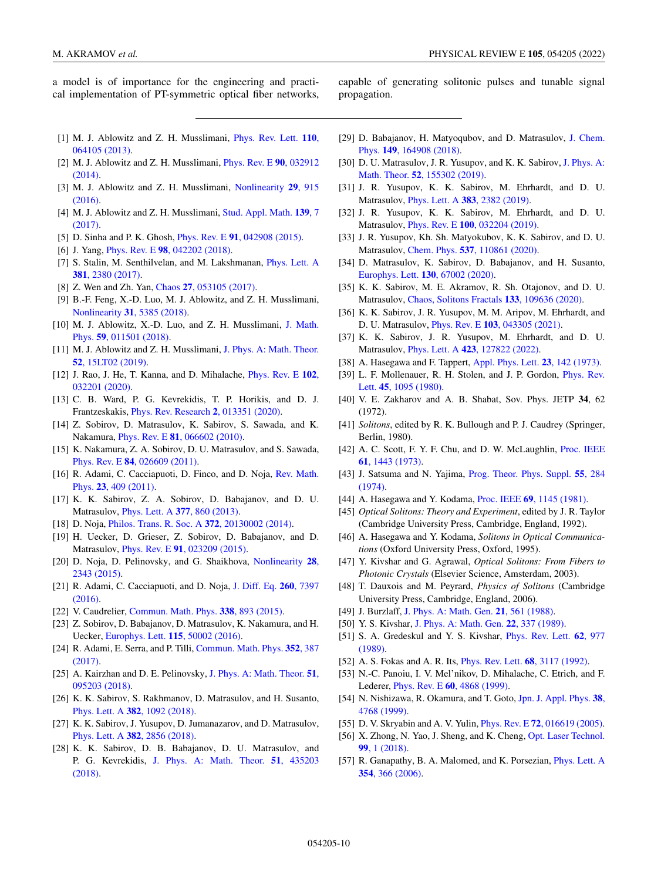a model is of importance for the engineering and practical implementation of PT-symmetric optical fiber networks, capable of generating solitonic pulses and tunable signal propagation.

---

[1] M. J. Ablowitz and Z. H. Musslimani, Phys. Rev. Lett. **110**, 064105 (2013).

[2] M. J. Ablowitz and Z. H. Musslimani, Phys. Rev. E **90**, 032912 (2014).

[3] M. J. Ablowitz and Z. H. Musslimani, Nonlinearity **29**, 915 (2016).

[4] M. J. Ablowitz and Z. H. Musslimani, Stud. Appl. Math. **139**, 7 (2017).

[5] D. Sinha and P. K. Ghosh, Phys. Rev. E **91**, 042908 (2015).

[6] J. Yang, Phys. Rev. E **98**, 042202 (2018).

[7] S. Stalin, M. Senthilvelan, and M. Lakshmanan, Phys. Lett. A **381**, 2380 (2017).

[8] Z. Wen and Zh. Yan, Chaos **27**, 053105 (2017).

[9] B.-F. Feng, X.-D. Luo, M. J. Ablowitz, and Z. H. Musslimani, Nonlinearity **31**, 5385 (2018).

[10] M. J. Ablowitz, X.-D. Luo, and Z. H. Musslimani, J. Math. Phys. **59**, 011501 (2018).

[11] M. J. Ablowitz and Z. H. Musslimani, J. Phys. A: Math. Theor. **52**, 15LT02 (2019).

[12] J. Rao, J. He, T. Kanna, and D. Mihalache, Phys. Rev. E **102**, 032201 (2020).

[13] C. B. Ward, P. G. Kevrekidis, T. P. Horikis, and D. J. Frantzeskakis, Phys. Rev. Research **2**, 013351 (2020).

[14] Z. Sobirov, D. Matrasulov, K. Sabirov, S. Sawada, and K. Nakamura, Phys. Rev. E **81**, 066602 (2010).

[15] K. Nakamura, Z. A. Sobirov, D. U. Matrasulov, and S. Sawada, Phys. Rev. E **84**, 026609 (2011).

[16] R. Adami, C. Cacciapuoti, D. Finco, and D. Noja, Rev. Math. Phys. **23**, 409 (2011).

[17] K. K. Sabirov, Z. A. Sobirov, D. Babajanov, and D. U. Matrasulov, Phys. Lett. A **377**, 860 (2013).

[18] D. Noja, Philos. Trans. R. Soc. A **372**, 20130002 (2014).

[19] H. Uecker, D. Grieser, Z. Sobirov, D. Babajanov, and D. Matrasulov, Phys. Rev. E **91**, 023209 (2015).

[20] D. Noja, D. Pelinovsky, and G. Shaikhova, Nonlinearity **28**, 2343 (2015).

[21] R. Adami, C. Cacciapuoti, and D. Noja, J. Diff. Eq. **260**, 7397 (2016).

[22] V. Caudrelier, Commun. Math. Phys. **338**, 893 (2015).

[23] Z. Sobirov, D. Babajanov, D. Matrasulov, K. Nakamura, and H. Uecker, Europhys. Lett. **115**, 50002 (2016).

[24] R. Adami, E. Serra, and P. Tilli, Commun. Math. Phys. **352**, 387 (2017).

[25] A. Kairzhan and D. E. Pelinovsky, J. Phys. A: Math. Theor. **51**, 095203 (2018).

[26] K. K. Sabirov, S. Rakhmanov, D. Matrasulov, and H. Susanto, Phys. Lett. A **382**, 1092 (2018).

[27] K. K. Sabirov, J. Yusupov, D. Jumanazarov, and D. Matrasulov, Phys. Lett. A **382**, 2856 (2018).

[28] K. K. Sabirov, D. B. Babajanov, D. U. Matrasulov, and P. G. Kevrekidis, J. Phys. A: Math. Theor. **51**, 435203 (2018).

[29] D. Babajanov, H. Matyoqubov, and D. Matrasulov, J. Chem. Phys. **149**, 164908 (2018).

[30] D. U. Matrasulov, J. R. Yusupov, and K. K. Sabirov, J. Phys. A: Math. Theor. **52**, 155302 (2019).

[31] J. R. Yusupov, K. K. Sabirov, M. Ehrhardt, and D. U. Matrasulov, Phys. Lett. A **383**, 2382 (2019).

[32] J. R. Yusupov, K. K. Sabirov, M. Ehrhardt, and D. U. Matrasulov, Phys. Rev. E **100**, 032204 (2019).

[33] J. R. Yusupov, Kh. Sh. Matyokubov, K. K. Sabirov, and D. U. Matrasulov, Chem. Phys. **537**, 110861 (2020).

[34] D. Matrasulov, K. Sabirov, D. Babajanov, and H. Susanto, Europhys. Lett. **130**, 67002 (2020).

[35] K. K. Sabirov, M. E. Akramov, R. Sh. Otajonov, and D. U. Matrasulov, Chaos, Solitons Fractals **133**, 109636 (2020).

[36] K. K. Sabirov, J. R. Yusupov, M. M. Aripov, M. Ehrhardt, and D. U. Matrasulov, Phys. Rev. E **103**, 043305 (2021).

[37] K. K. Sabirov, J. R. Yusupov, M. Ehrhardt, and D. U. Matrasulov, Phys. Lett. A **423**, 127822 (2022).

[38] A. Hasegawa and F. Tappert, Appl. Phys. Lett. **23**, 142 (1973).

[39] L. F. Mollenauer, R. H. Stolen, and J. P. Gordon, Phys. Rev. Lett. **45**, 1095 (1980).

[40] V. E. Zakharov and A. B. Shabat, Sov. Phys. JETP **34**, 62 (1972).

[41] *Solitons*, edited by R. K. Bullough and P. J. Caudrey (Springer, Berlin, 1980).

[42] A. C. Scott, F. Y. F. Chu, and D. W. McLaughlin, Proc. IEEE **61**, 1443 (1973).

[43] J. Satsuma and N. Yajima, Prog. Theor. Phys. Suppl. **55**, 284 (1974).

[44] A. Hasegawa and Y. Kodama, Proc. IEEE **69**, 1145 (1981).

[45] *Optical Solitons: Theory and Experiment*, edited by J. R. Taylor (Cambridge University Press, Cambridge, England, 1992).

[46] A. Hasegawa and Y. Kodama, *Solitons in Optical Communications* (Oxford University Press, Oxford, 1995).

[47] Y. Kivshar and G. Agrawal, *Optical Solitons: From Fibers to Photonic Crystals* (Elsevier Science, Amsterdam, 2003).

[48] T. Dauxois and M. Peyrard, *Physics of Solitons* (Cambridge University Press, Cambridge, England, 2006).

[49] J. Burzlaff, J. Phys. A: Math. Gen. **21**, 561 (1988).

[50] Y. S. Kivshar, J. Phys. A: Math. Gen. **22**, 337 (1989).

[51] S. A. Gredeskul and Y. S. Kivshar, Phys. Rev. Lett. **62**, 977 (1989).

[52] A. S. Fokas and A. R. Its, Phys. Rev. Lett. **68**, 3117 (1992).

[53] N.-C. Panoiu, I. V. Mel'nikov, D. Mihalache, C. Etrich, and F. Lederer, Phys. Rev. E **60**, 4868 (1999).

[54] N. Nishizawa, R. Okamura, and T. Goto, Jpn. J. Appl. Phys. **38**, 4768 (1999).

[55] D. V. Skryabin and A. V. Yulin, Phys. Rev. E **72**, 016619 (2005).

[56] X. Zhong, N. Yao, J. Sheng, and K. Cheng, Opt. Laser Technol. **99**, 1 (2018).

[57] R. Ganapathy, B. A. Malomed, and K. Porsezian, Phys. Lett. A **354**, 366 (2006).